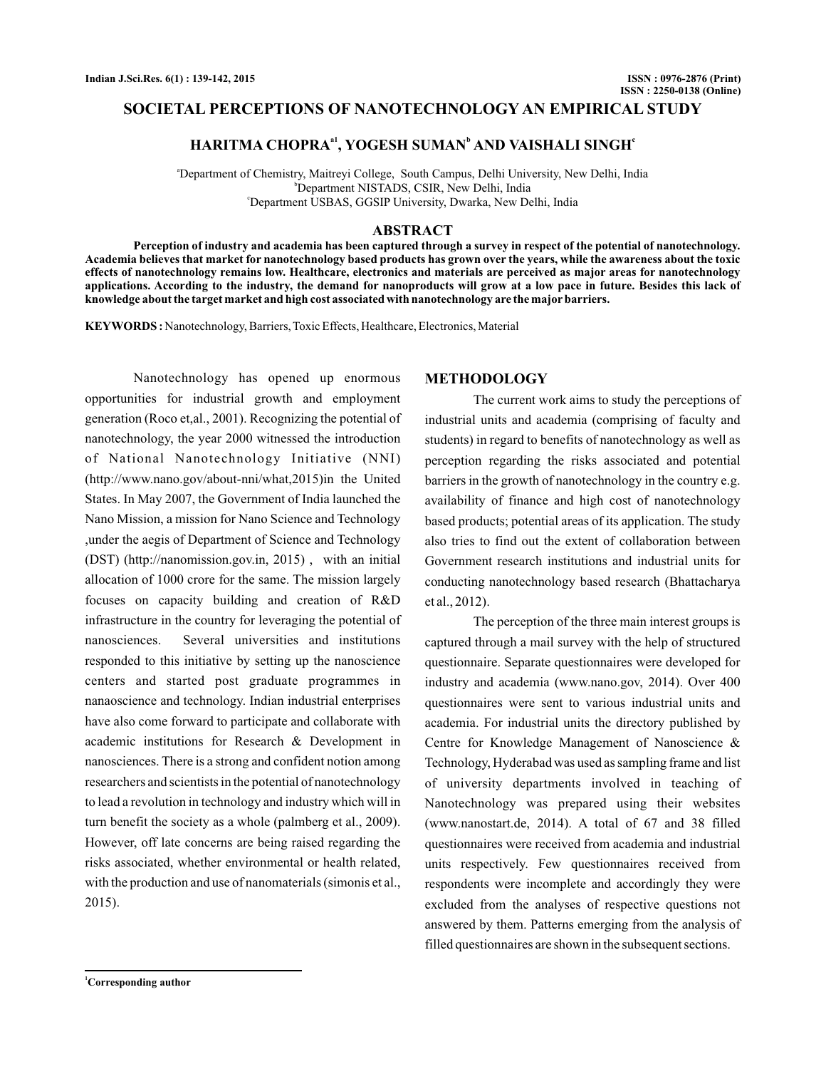# SOCIETAL PERCEPTIONS OF NANOTECHNOLOGY AN EMPIRICAL STUDY

**HARITMA CHOPRA[a1], YOGESH SUMAN[b] AND VAISHALI SINGH[c]**

[a]Department of Chemistry, Maitreyi College, South Campus, Delhi University, New Delhi, India
[b]Department NISTADS, CSIR, New Delhi, India
[c]Department USBAS, GGSIP University, Dwarka, New Delhi, India

## ABSTRACT

**Perception of industry and academia has been captured through a survey in respect of the potential of nanotechnology. Academia believes that market for nanotechnology based products has grown over the years, while the awareness about the toxic effects of nanotechnology remains low. Healthcare, electronics and materials are perceived as major areas for nanotechnology applications. According to the industry, the demand for nanoproducts will grow at a low pace in future. Besides this lack of knowledge about the target market and high cost associated with nanotechnology are the major barriers.**

**KEYWORDS :** Nanotechnology, Barriers, Toxic Effects, Healthcare, Electronics, Material

Nanotechnology has opened up enormous opportunities for industrial growth and employment generation (Roco et,al., 2001). Recognizing the potential of nanotechnology, the year 2000 witnessed the introduction of National Nanotechnology Initiative (NNI) (http://www.nano.gov/about-nni/what,2015)in the United States. In May 2007, the Government of India launched the Nano Mission, a mission for Nano Science and Technology ,under the aegis of Department of Science and Technology (DST) (http://nanomission.gov.in, 2015) , with an initial allocation of 1000 crore for the same. The mission largely focuses on capacity building and creation of R&D infrastructure in the country for leveraging the potential of nanosciences. Several universities and institutions responded to this initiative by setting up the nanoscience centers and started post graduate programmes in nanaoscience and technology. Indian industrial enterprises have also come forward to participate and collaborate with academic institutions for Research & Development in nanosciences. There is a strong and confident notion among researchers and scientists in the potential of nanotechnology to lead a revolution in technology and industry which will in turn benefit the society as a whole (palmberg et al., 2009). However, off late concerns are being raised regarding the risks associated, whether environmental or health related, with the production and use of nanomaterials (simonis et al., 2015).

## METHODOLOGY

The current work aims to study the perceptions of industrial units and academia (comprising of faculty and students) in regard to benefits of nanotechnology as well as perception regarding the risks associated and potential barriers in the growth of nanotechnology in the country e.g. availability of finance and high cost of nanotechnology based products; potential areas of its application. The study also tries to find out the extent of collaboration between Government research institutions and industrial units for conducting nanotechnology based research (Bhattacharya et al., 2012).

The perception of the three main interest groups is captured through a mail survey with the help of structured questionnaire. Separate questionnaires were developed for industry and academia (www.nano.gov, 2014). Over 400 questionnaires were sent to various industrial units and academia. For industrial units the directory published by Centre for Knowledge Management of Nanoscience & Technology, Hyderabad was used as sampling frame and list of university departments involved in teaching of Nanotechnology was prepared using their websites (www.nanostart.de, 2014). A total of 67 and 38 filled questionnaires were received from academia and industrial units respectively. Few questionnaires received from respondents were incomplete and accordingly they were excluded from the analyses of respective questions not answered by them. Patterns emerging from the analysis of filled questionnaires are shown in the subsequent sections.

[1]Corresponding author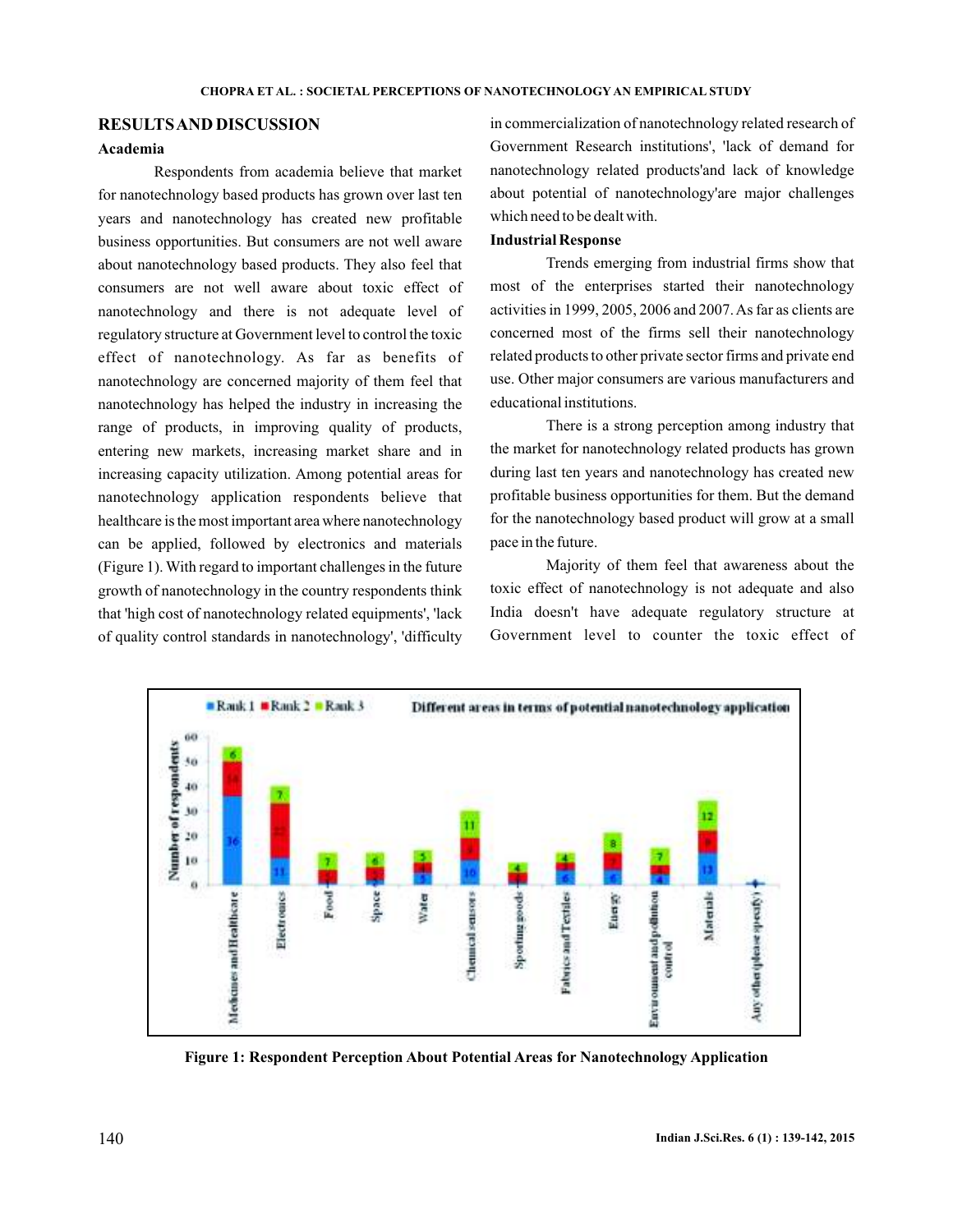## RESULTS AND DISCUSSION

### Academia

Respondents from academia believe that market for nanotechnology based products has grown over last ten years and nanotechnology has created new profitable business opportunities. But consumers are not well aware about nanotechnology based products. They also feel that consumers are not well aware about toxic effect of nanotechnology and there is not adequate level of regulatory structure at Government level to control the toxic effect of nanotechnology. As far as benefits of nanotechnology are concerned majority of them feel that nanotechnology has helped the industry in increasing the range of products, in improving quality of products, entering new markets, increasing market share and in increasing capacity utilization. Among potential areas for nanotechnology application respondents believe that healthcare is the most important area where nanotechnology can be applied, followed by electronics and materials (Figure 1). With regard to important challenges in the future growth of nanotechnology in the country respondents think that 'high cost of nanotechnology related equipments', 'lack of quality control standards in nanotechnology', 'difficulty in commercialization of nanotechnology related research of Government Research institutions', 'lack of demand for nanotechnology related products'and lack of knowledge about potential of nanotechnology'are major challenges which need to be dealt with.

### Industrial Response

Trends emerging from industrial firms show that most of the enterprises started their nanotechnology activities in 1999, 2005, 2006 and 2007. As far as clients are concerned most of the firms sell their nanotechnology related products to other private sector firms and private end use. Other major consumers are various manufacturers and educational institutions.

There is a strong perception among industry that the market for nanotechnology related products has grown during last ten years and nanotechnology has created new profitable business opportunities for them. But the demand for the nanotechnology based product will grow at a small pace in the future.

Majority of them feel that awareness about the toxic effect of nanotechnology is not adequate and also India doesn't have adequate regulatory structure at Government level to counter the toxic effect of

**Figure 1: Respondent Perception About Potential Areas for Nanotechnology Application**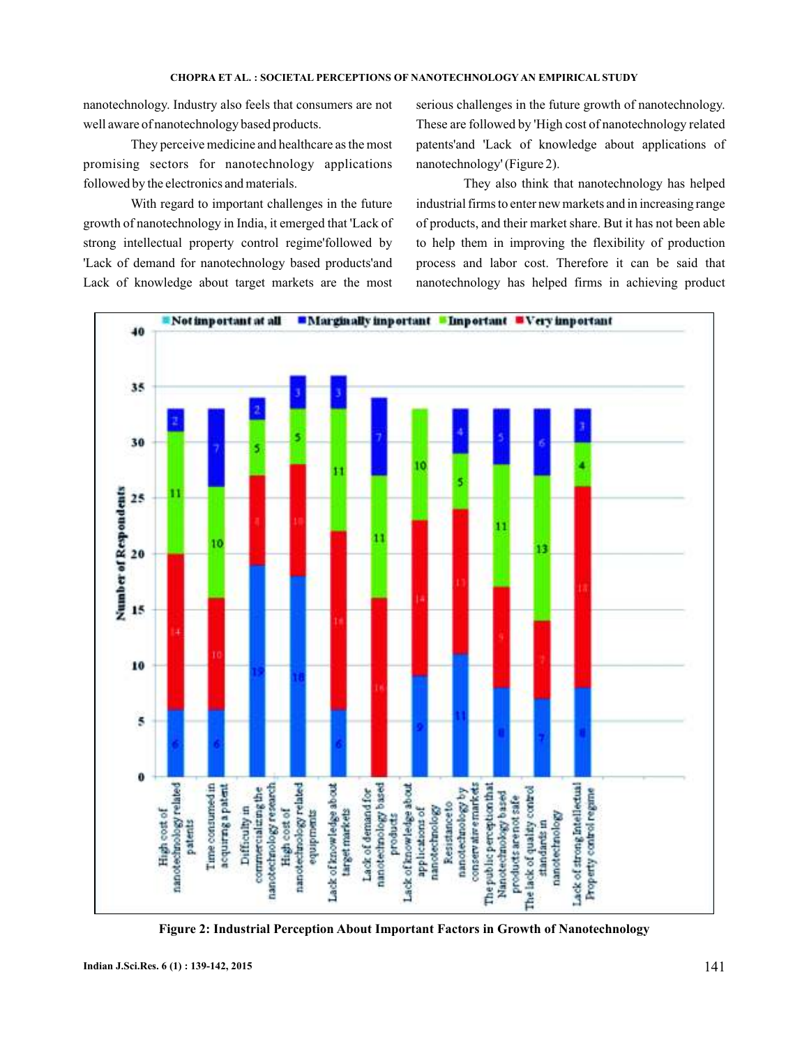nanotechnology. Industry also feels that consumers are not well aware of nanotechnology based products.

They perceive medicine and healthcare as the most promising sectors for nanotechnology applications followed by the electronics and materials.

With regard to important challenges in the future growth of nanotechnology in India, it emerged that 'Lack of strong intellectual property control regime'followed by 'Lack of demand for nanotechnology based products'and Lack of knowledge about target markets are the most serious challenges in the future growth of nanotechnology. These are followed by 'High cost of nanotechnology related patents'and 'Lack of knowledge about applications of nanotechnology' (Figure 2).

They also think that nanotechnology has helped industrial firms to enter new markets and in increasing range of products, and their market share. But it has not been able to help them in improving the flexibility of production process and labor cost. Therefore it can be said that nanotechnology has helped firms in achieving product

**Figure 2: Industrial Perception About Important Factors in Growth of Nanotechnology**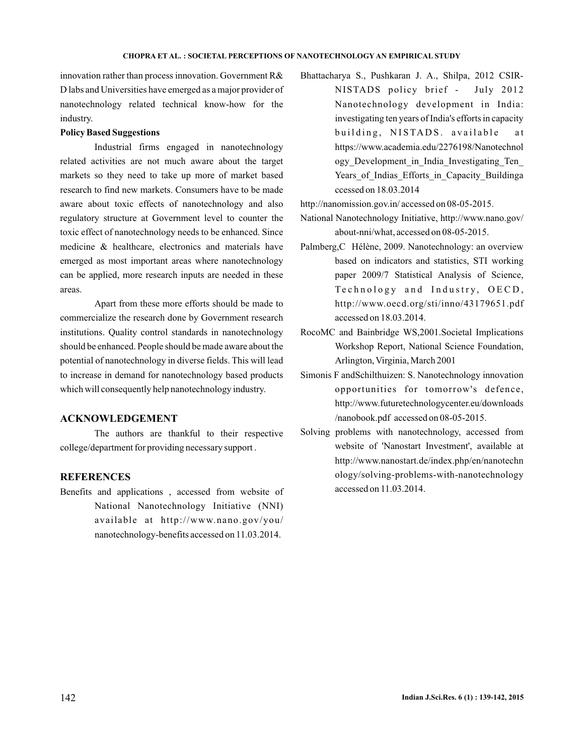innovation rather than process innovation. Government R& D labs and Universities have emerged as a major provider of nanotechnology related technical know-how for the industry.

**Policy Based Suggestions**

Industrial firms engaged in nanotechnology related activities are not much aware about the target markets so they need to take up more of market based research to find new markets. Consumers have to be made aware about toxic effects of nanotechnology and also regulatory structure at Government level to counter the toxic effect of nanotechnology needs to be enhanced. Since medicine & healthcare, electronics and materials have emerged as most important areas where nanotechnology can be applied, more research inputs are needed in these areas.

Apart from these more efforts should be made to commercialize the research done by Government research institutions. Quality control standards in nanotechnology should be enhanced. People should be made aware about the potential of nanotechnology in diverse fields. This will lead to increase in demand for nanotechnology based products which will consequently help nanotechnology industry.

## ACKNOWLEDGEMENT

The authors are thankful to their respective college/department for providing necessary support .

## REFERENCES

Benefits and applications , accessed from website of National Nanotechnology Initiative (NNI) available at http://www.nano.gov/you/nanotechnology-benefits accessed on 11.03.2014.

Bhattacharya S., Pushkaran J. A., Shilpa, 2012 CSIR-NISTADS policy brief - July 2012 Nanotechnology development in India: investigating ten years of India's efforts in capacity building, NISTADS. available at https://www.academia.edu/2276198/Nanotechnology_Development_in_India_Investigating_Ten_Years_of_Indias_Efforts_in_Capacity_Buildinga ccessed on 18.03.2014

http://nanomission.gov.in/ accessed on 08-05-2015.

National Nanotechnology Initiative, http://www.nano.gov/about-nni/what, accessed on 08-05-2015.

Palmberg,C Hélène, 2009. Nanotechnology: an overview based on indicators and statistics, STI working paper 2009/7 Statistical Analysis of Science, Technology and Industry, OECD, http://www.oecd.org/sti/inno/43179651.pdf accessed on 18.03.2014.

RocoMC and Bainbridge WS,2001.Societal Implications Workshop Report, National Science Foundation, Arlington, Virginia, March 2001

Simonis F andSchilthuizen: S. Nanotechnology innovation opportunities for tomorrow's defence, http://www.futuretechnologycenter.eu/downloads/nanobook.pdf accessed on 08-05-2015.

Solving problems with nanotechnology, accessed from website of 'Nanostart Investment', available at http://www.nanostart.de/index.php/en/nanotechnology/solving-problems-with-nanotechnology accessed on 11.03.2014.